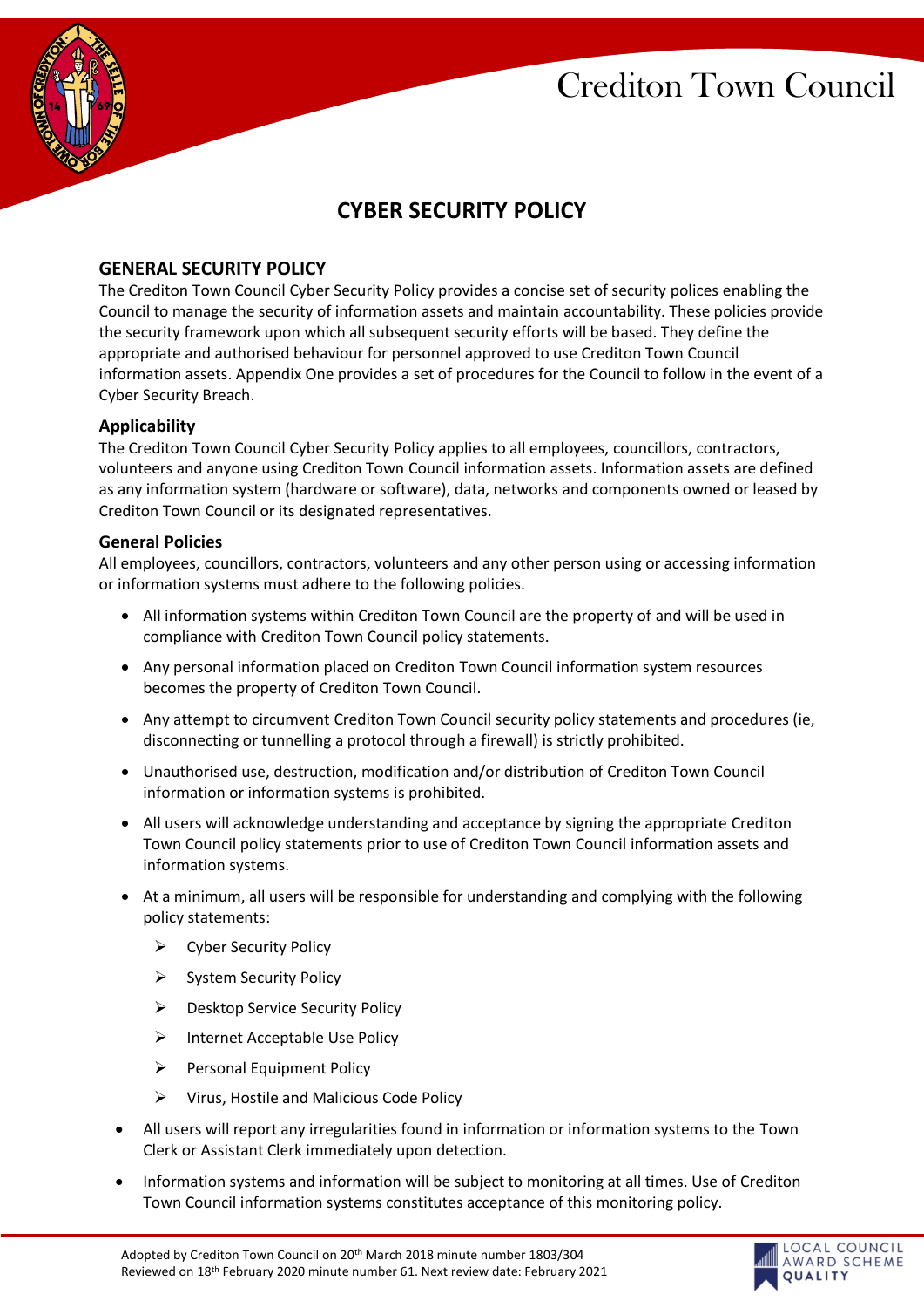Crediton Town Council

# CYBER SECURITY POLICY

## GENERAL SECURITY POLICY

The Crediton Town Council Cyber Security Policy provides a concise set of security polices enabling the Council to manage the security of information assets and maintain accountability. These policies provide the security framework upon which all subsequent security efforts will be based. They define the appropriate and authorised behaviour for personnel approved to use Crediton Town Council information assets. Appendix One provides a set of procedures for the Council to follow in the event of a Cyber Security Breach.

### Applicability

The Crediton Town Council Cyber Security Policy applies to all employees, councillors, contractors, volunteers and anyone using Crediton Town Council information assets. Information assets are defined as any information system (hardware or software), data, networks and components owned or leased by Crediton Town Council or its designated representatives.

### General Policies

All employees, councillors, contractors, volunteers and any other person using or accessing information or information systems must adhere to the following policies.

- All information systems within Crediton Town Council are the property of and will be used in compliance with Crediton Town Council policy statements.
- Any personal information placed on Crediton Town Council information system resources becomes the property of Crediton Town Council.
- Any attempt to circumvent Crediton Town Council security policy statements and procedures (ie, disconnecting or tunnelling a protocol through a firewall) is strictly prohibited.
- Unauthorised use, destruction, modification and/or distribution of Crediton Town Council information or information systems is prohibited.
- All users will acknowledge understanding and acceptance by signing the appropriate Crediton Town Council policy statements prior to use of Crediton Town Council information assets and information systems.
- At a minimum, all users will be responsible for understanding and complying with the following policy statements:
  - Cyber Security Policy
  - System Security Policy
  - Desktop Service Security Policy
  - Internet Acceptable Use Policy
  - Personal Equipment Policy
  - Virus, Hostile and Malicious Code Policy
- All users will report any irregularities found in information or information systems to the Town Clerk or Assistant Clerk immediately upon detection.
- Information systems and information will be subject to monitoring at all times. Use of Crediton Town Council information systems constitutes acceptance of this monitoring policy.

Adopted by Crediton Town Council on 20th March 2018 minute number 1803/304
Reviewed on 18th February 2020 minute number 61. Next review date: February 2021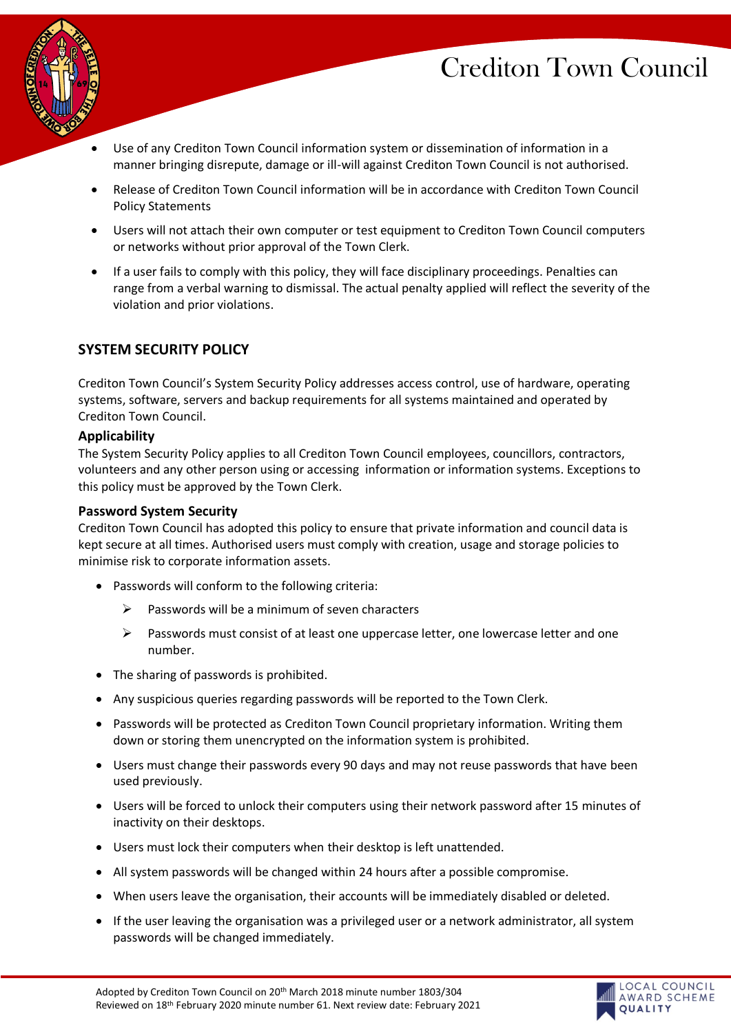- Use of any Crediton Town Council information system or dissemination of information in a manner bringing disrepute, damage or ill-will against Crediton Town Council is not authorised.
- Release of Crediton Town Council information will be in accordance with Crediton Town Council Policy Statements
- Users will not attach their own computer or test equipment to Crediton Town Council computers or networks without prior approval of the Town Clerk.
- If a user fails to comply with this policy, they will face disciplinary proceedings. Penalties can range from a verbal warning to dismissal. The actual penalty applied will reflect the severity of the violation and prior violations.

## SYSTEM SECURITY POLICY

Crediton Town Council's System Security Policy addresses access control, use of hardware, operating systems, software, servers and backup requirements for all systems maintained and operated by Crediton Town Council.

### Applicability

The System Security Policy applies to all Crediton Town Council employees, councillors, contractors, volunteers and any other person using or accessing information or information systems. Exceptions to this policy must be approved by the Town Clerk.

### Password System Security

Crediton Town Council has adopted this policy to ensure that private information and council data is kept secure at all times. Authorised users must comply with creation, usage and storage policies to minimise risk to corporate information assets.

- Passwords will conform to the following criteria:
  - Passwords will be a minimum of seven characters
  - Passwords must consist of at least one uppercase letter, one lowercase letter and one number.
- The sharing of passwords is prohibited.
- Any suspicious queries regarding passwords will be reported to the Town Clerk.
- Passwords will be protected as Crediton Town Council proprietary information. Writing them down or storing them unencrypted on the information system is prohibited.
- Users must change their passwords every 90 days and may not reuse passwords that have been used previously.
- Users will be forced to unlock their computers using their network password after 15 minutes of inactivity on their desktops.
- Users must lock their computers when their desktop is left unattended.
- All system passwords will be changed within 24 hours after a possible compromise.
- When users leave the organisation, their accounts will be immediately disabled or deleted.
- If the user leaving the organisation was a privileged user or a network administrator, all system passwords will be changed immediately.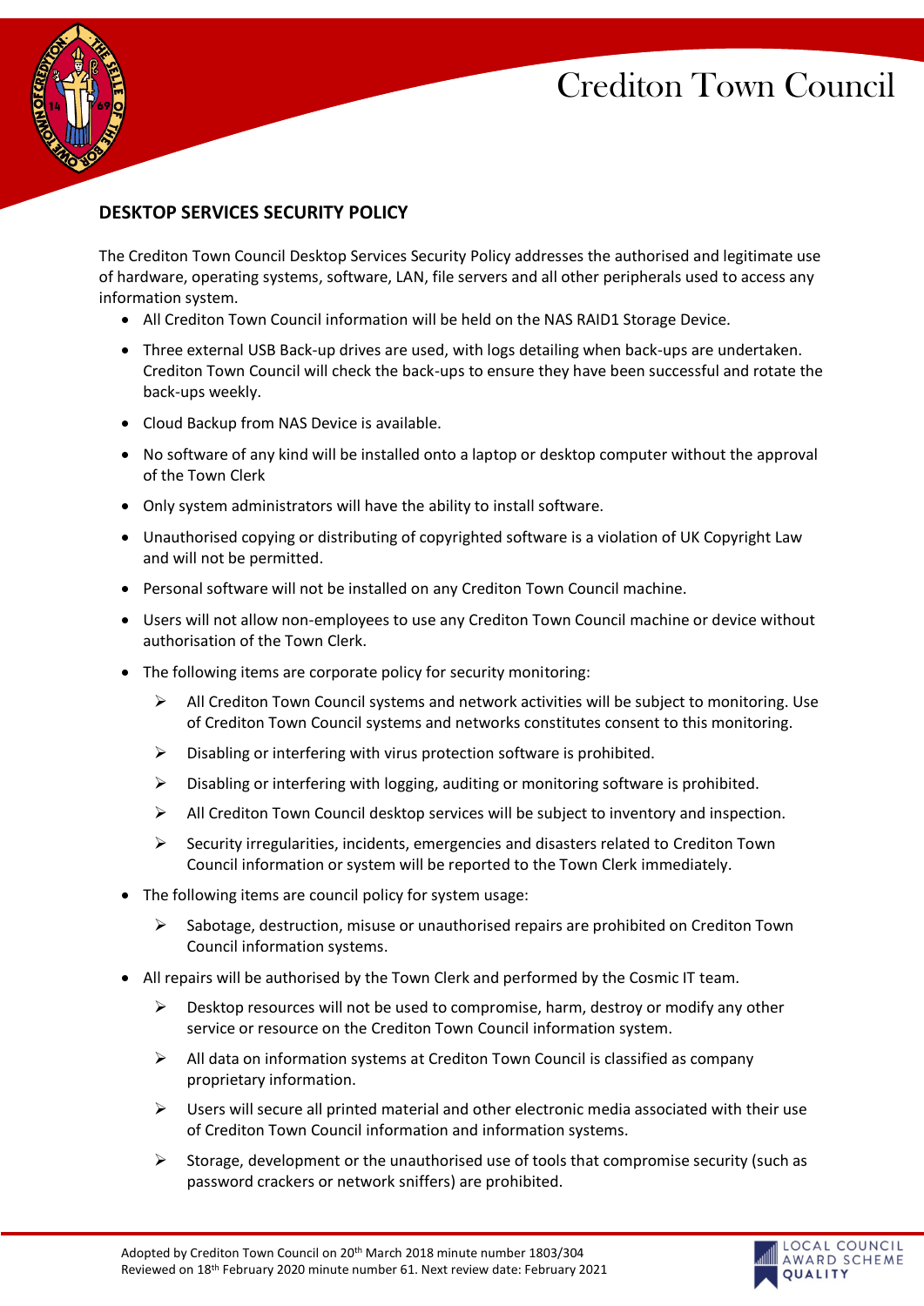## DESKTOP SERVICES SECURITY POLICY

The Crediton Town Council Desktop Services Security Policy addresses the authorised and legitimate use of hardware, operating systems, software, LAN, file servers and all other peripherals used to access any information system.

- All Crediton Town Council information will be held on the NAS RAID1 Storage Device.
- Three external USB Back-up drives are used, with logs detailing when back-ups are undertaken. Crediton Town Council will check the back-ups to ensure they have been successful and rotate the back-ups weekly.
- Cloud Backup from NAS Device is available.
- No software of any kind will be installed onto a laptop or desktop computer without the approval of the Town Clerk
- Only system administrators will have the ability to install software.
- Unauthorised copying or distributing of copyrighted software is a violation of UK Copyright Law and will not be permitted.
- Personal software will not be installed on any Crediton Town Council machine.
- Users will not allow non-employees to use any Crediton Town Council machine or device without authorisation of the Town Clerk.
- The following items are corporate policy for security monitoring:
  - All Crediton Town Council systems and network activities will be subject to monitoring. Use of Crediton Town Council systems and networks constitutes consent to this monitoring.
  - Disabling or interfering with virus protection software is prohibited.
  - Disabling or interfering with logging, auditing or monitoring software is prohibited.
  - All Crediton Town Council desktop services will be subject to inventory and inspection.
  - Security irregularities, incidents, emergencies and disasters related to Crediton Town Council information or system will be reported to the Town Clerk immediately.
- The following items are council policy for system usage:
  - Sabotage, destruction, misuse or unauthorised repairs are prohibited on Crediton Town Council information systems.
- All repairs will be authorised by the Town Clerk and performed by the Cosmic IT team.
  - Desktop resources will not be used to compromise, harm, destroy or modify any other service or resource on the Crediton Town Council information system.
  - All data on information systems at Crediton Town Council is classified as company proprietary information.
  - Users will secure all printed material and other electronic media associated with their use of Crediton Town Council information and information systems.
  - Storage, development or the unauthorised use of tools that compromise security (such as password crackers or network sniffers) are prohibited.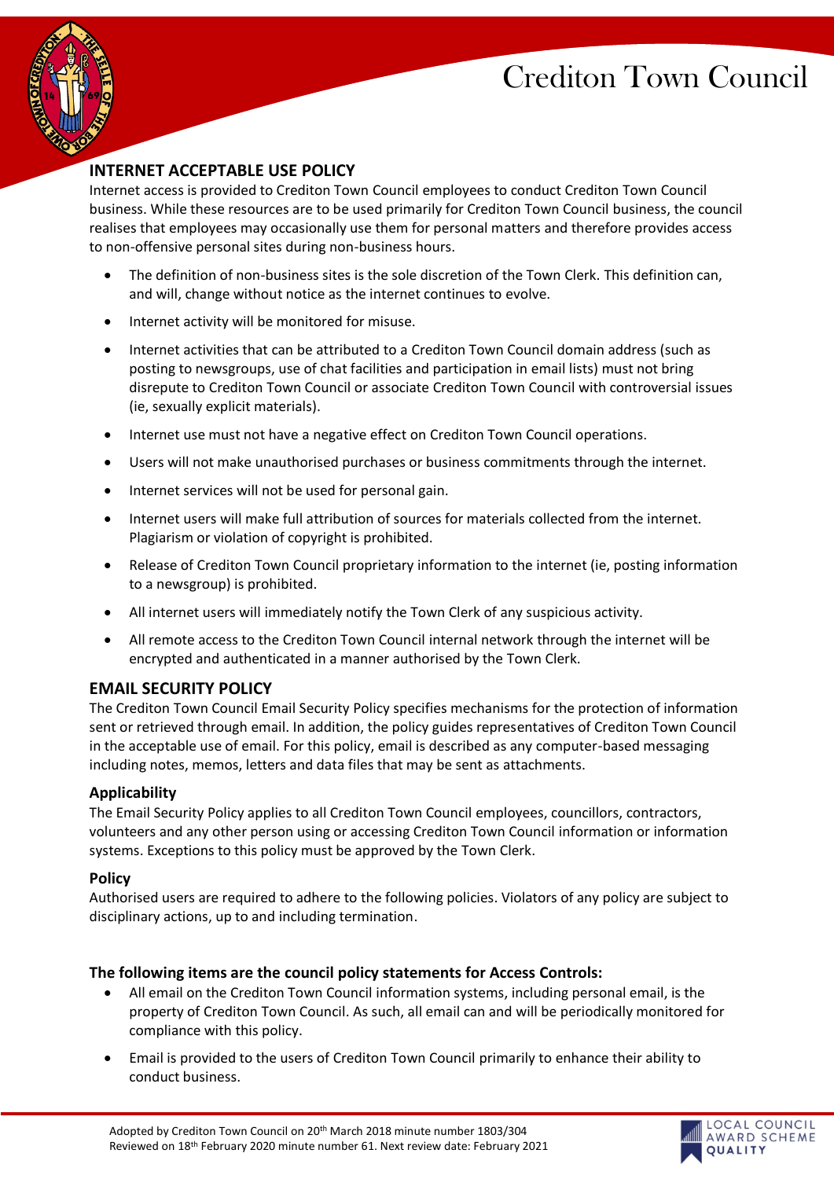## INTERNET ACCEPTABLE USE POLICY

Internet access is provided to Crediton Town Council employees to conduct Crediton Town Council business. While these resources are to be used primarily for Crediton Town Council business, the council realises that employees may occasionally use them for personal matters and therefore provides access to non-offensive personal sites during non-business hours.

- The definition of non-business sites is the sole discretion of the Town Clerk. This definition can, and will, change without notice as the internet continues to evolve.
- Internet activity will be monitored for misuse.
- Internet activities that can be attributed to a Crediton Town Council domain address (such as posting to newsgroups, use of chat facilities and participation in email lists) must not bring disrepute to Crediton Town Council or associate Crediton Town Council with controversial issues (ie, sexually explicit materials).
- Internet use must not have a negative effect on Crediton Town Council operations.
- Users will not make unauthorised purchases or business commitments through the internet.
- Internet services will not be used for personal gain.
- Internet users will make full attribution of sources for materials collected from the internet. Plagiarism or violation of copyright is prohibited.
- Release of Crediton Town Council proprietary information to the internet (ie, posting information to a newsgroup) is prohibited.
- All internet users will immediately notify the Town Clerk of any suspicious activity.
- All remote access to the Crediton Town Council internal network through the internet will be encrypted and authenticated in a manner authorised by the Town Clerk.

## EMAIL SECURITY POLICY

The Crediton Town Council Email Security Policy specifies mechanisms for the protection of information sent or retrieved through email. In addition, the policy guides representatives of Crediton Town Council in the acceptable use of email. For this policy, email is described as any computer-based messaging including notes, memos, letters and data files that may be sent as attachments.

### Applicability

The Email Security Policy applies to all Crediton Town Council employees, councillors, contractors, volunteers and any other person using or accessing Crediton Town Council information or information systems. Exceptions to this policy must be approved by the Town Clerk.

### Policy

Authorised users are required to adhere to the following policies. Violators of any policy are subject to disciplinary actions, up to and including termination.

### The following items are the council policy statements for Access Controls:

- All email on the Crediton Town Council information systems, including personal email, is the property of Crediton Town Council. As such, all email can and will be periodically monitored for compliance with this policy.
- Email is provided to the users of Crediton Town Council primarily to enhance their ability to conduct business.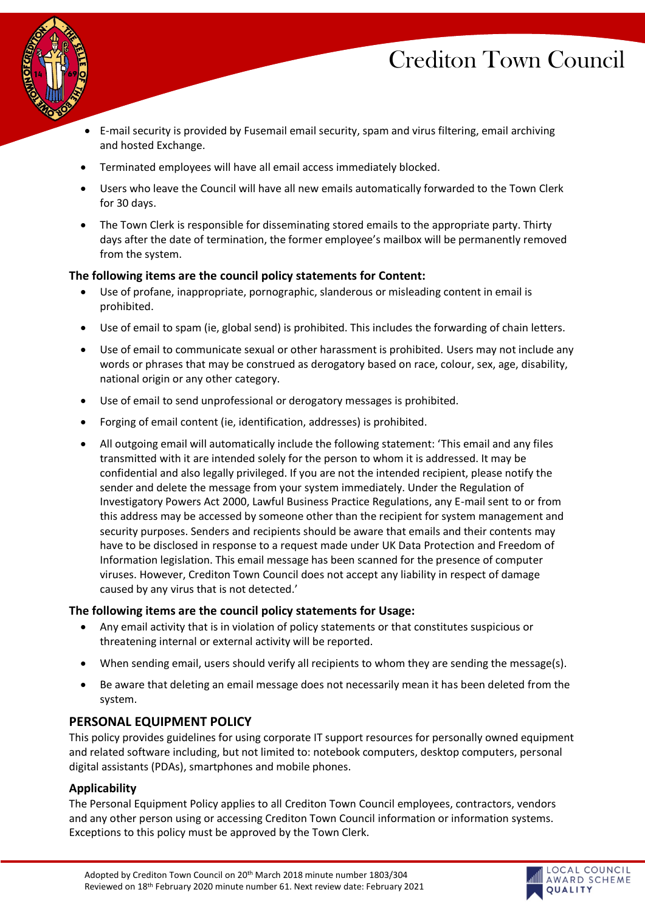- E-mail security is provided by Fusemail email security, spam and virus filtering, email archiving and hosted Exchange.
- Terminated employees will have all email access immediately blocked.
- Users who leave the Council will have all new emails automatically forwarded to the Town Clerk for 30 days.
- The Town Clerk is responsible for disseminating stored emails to the appropriate party. Thirty days after the date of termination, the former employee's mailbox will be permanently removed from the system.

**The following items are the council policy statements for Content:**

- Use of profane, inappropriate, pornographic, slanderous or misleading content in email is prohibited.
- Use of email to spam (ie, global send) is prohibited. This includes the forwarding of chain letters.
- Use of email to communicate sexual or other harassment is prohibited. Users may not include any words or phrases that may be construed as derogatory based on race, colour, sex, age, disability, national origin or any other category.
- Use of email to send unprofessional or derogatory messages is prohibited.
- Forging of email content (ie, identification, addresses) is prohibited.
- All outgoing email will automatically include the following statement: 'This email and any files transmitted with it are intended solely for the person to whom it is addressed. It may be confidential and also legally privileged. If you are not the intended recipient, please notify the sender and delete the message from your system immediately. Under the Regulation of Investigatory Powers Act 2000, Lawful Business Practice Regulations, any E-mail sent to or from this address may be accessed by someone other than the recipient for system management and security purposes. Senders and recipients should be aware that emails and their contents may have to be disclosed in response to a request made under UK Data Protection and Freedom of Information legislation. This email message has been scanned for the presence of computer viruses. However, Crediton Town Council does not accept any liability in respect of damage caused by any virus that is not detected.'

**The following items are the council policy statements for Usage:**

- Any email activity that is in violation of policy statements or that constitutes suspicious or threatening internal or external activity will be reported.
- When sending email, users should verify all recipients to whom they are sending the message(s).
- Be aware that deleting an email message does not necessarily mean it has been deleted from the system.

## PERSONAL EQUIPMENT POLICY

This policy provides guidelines for using corporate IT support resources for personally owned equipment and related software including, but not limited to: notebook computers, desktop computers, personal digital assistants (PDAs), smartphones and mobile phones.

### Applicability

The Personal Equipment Policy applies to all Crediton Town Council employees, contractors, vendors and any other person using or accessing Crediton Town Council information or information systems. Exceptions to this policy must be approved by the Town Clerk.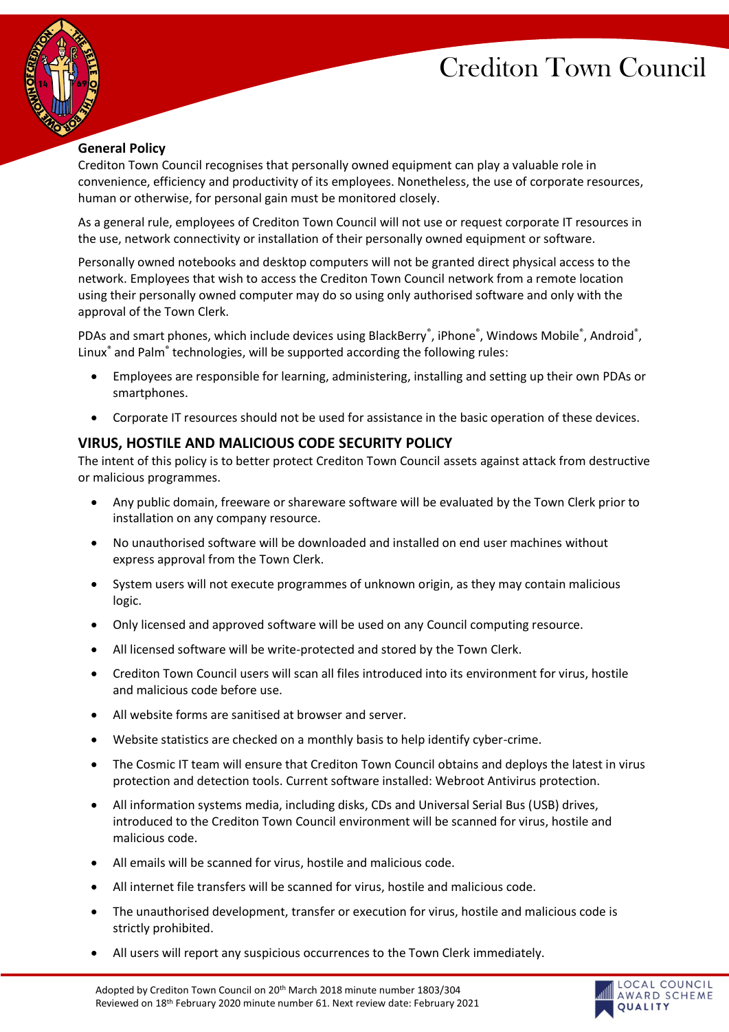### General Policy

Crediton Town Council recognises that personally owned equipment can play a valuable role in convenience, efficiency and productivity of its employees. Nonetheless, the use of corporate resources, human or otherwise, for personal gain must be monitored closely.

As a general rule, employees of Crediton Town Council will not use or request corporate IT resources in the use, network connectivity or installation of their personally owned equipment or software.

Personally owned notebooks and desktop computers will not be granted direct physical access to the network. Employees that wish to access the Crediton Town Council network from a remote location using their personally owned computer may do so using only authorised software and only with the approval of the Town Clerk.

PDAs and smart phones, which include devices using BlackBerry®, iPhone®, Windows Mobile®, Android®, Linux® and Palm® technologies, will be supported according the following rules:

- Employees are responsible for learning, administering, installing and setting up their own PDAs or smartphones.
- Corporate IT resources should not be used for assistance in the basic operation of these devices.

## VIRUS, HOSTILE AND MALICIOUS CODE SECURITY POLICY

The intent of this policy is to better protect Crediton Town Council assets against attack from destructive or malicious programmes.

- Any public domain, freeware or shareware software will be evaluated by the Town Clerk prior to installation on any company resource.
- No unauthorised software will be downloaded and installed on end user machines without express approval from the Town Clerk.
- System users will not execute programmes of unknown origin, as they may contain malicious logic.
- Only licensed and approved software will be used on any Council computing resource.
- All licensed software will be write-protected and stored by the Town Clerk.
- Crediton Town Council users will scan all files introduced into its environment for virus, hostile and malicious code before use.
- All website forms are sanitised at browser and server.
- Website statistics are checked on a monthly basis to help identify cyber-crime.
- The Cosmic IT team will ensure that Crediton Town Council obtains and deploys the latest in virus protection and detection tools. Current software installed: Webroot Antivirus protection.
- All information systems media, including disks, CDs and Universal Serial Bus (USB) drives, introduced to the Crediton Town Council environment will be scanned for virus, hostile and malicious code.
- All emails will be scanned for virus, hostile and malicious code.
- All internet file transfers will be scanned for virus, hostile and malicious code.
- The unauthorised development, transfer or execution for virus, hostile and malicious code is strictly prohibited.
- All users will report any suspicious occurrences to the Town Clerk immediately.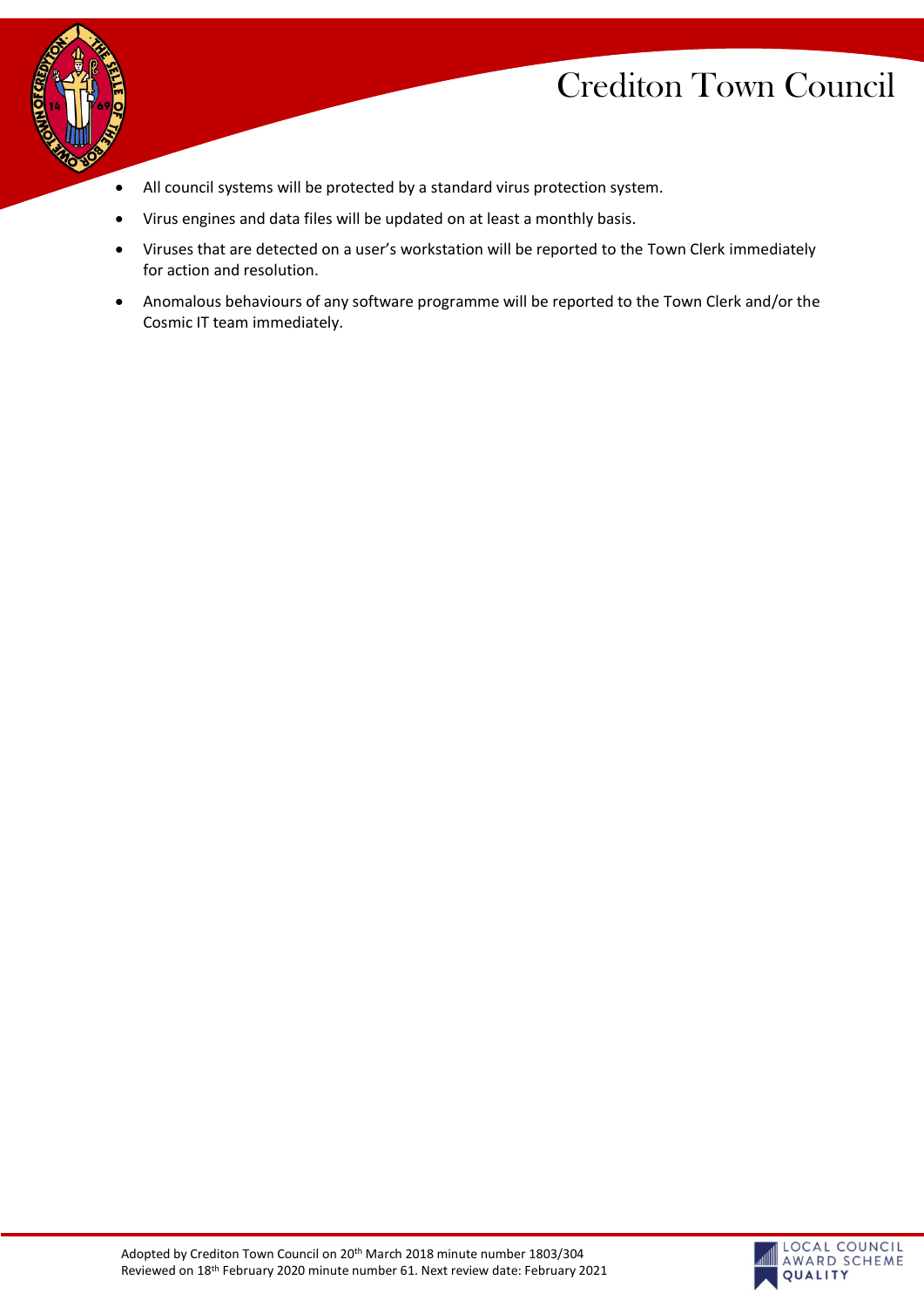- All council systems will be protected by a standard virus protection system.
- Virus engines and data files will be updated on at least a monthly basis.
- Viruses that are detected on a user's workstation will be reported to the Town Clerk immediately for action and resolution.
- Anomalous behaviours of any software programme will be reported to the Town Clerk and/or the Cosmic IT team immediately.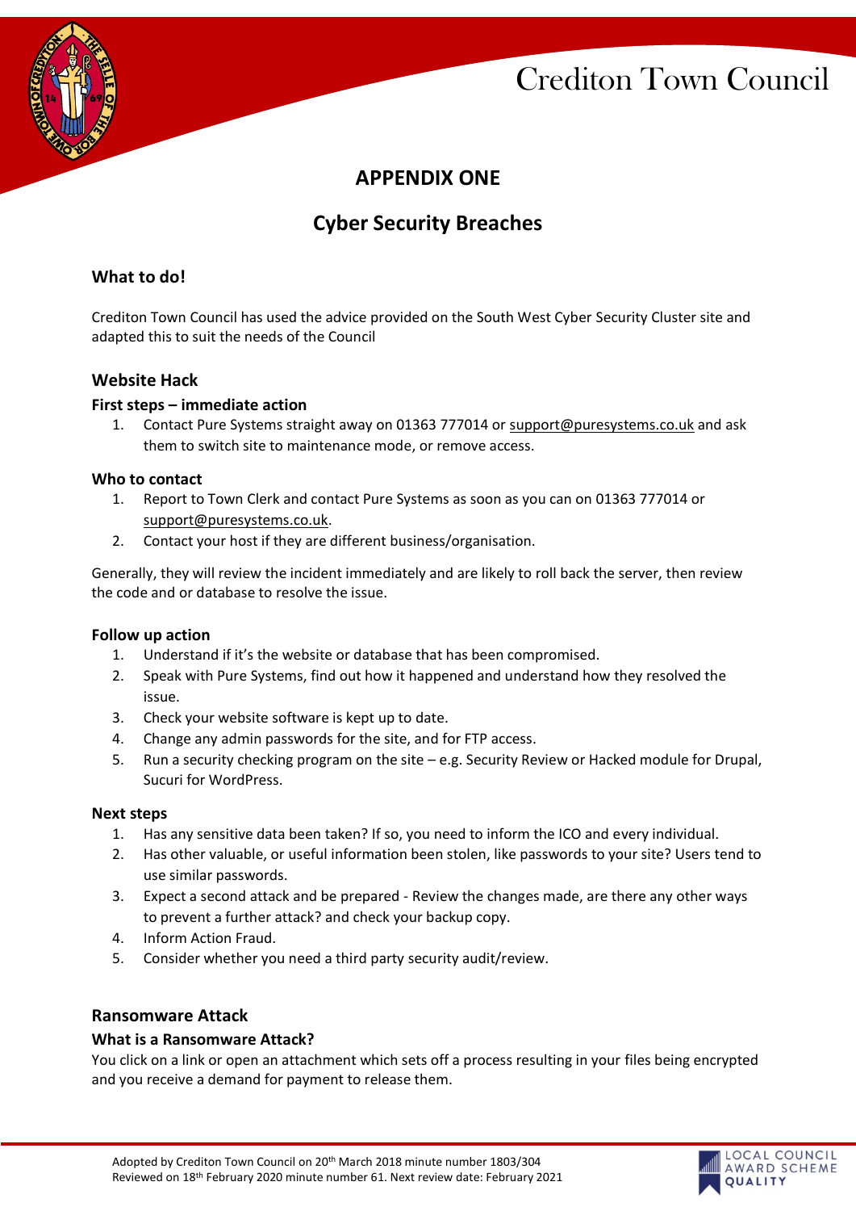## APPENDIX ONE

## Cyber Security Breaches

### What to do!

Crediton Town Council has used the advice provided on the South West Cyber Security Cluster site and adapted this to suit the needs of the Council

### Website Hack

#### First steps – immediate action

1. Contact Pure Systems straight away on 01363 777014 or support@puresystems.co.uk and ask them to switch site to maintenance mode, or remove access.

#### Who to contact

1. Report to Town Clerk and contact Pure Systems as soon as you can on 01363 777014 or support@puresystems.co.uk.
2. Contact your host if they are different business/organisation.

Generally, they will review the incident immediately and are likely to roll back the server, then review the code and or database to resolve the issue.

#### Follow up action

1. Understand if it's the website or database that has been compromised.
2. Speak with Pure Systems, find out how it happened and understand how they resolved the issue.
3. Check your website software is kept up to date.
4. Change any admin passwords for the site, and for FTP access.
5. Run a security checking program on the site – e.g. Security Review or Hacked module for Drupal, Sucuri for WordPress.

#### Next steps

1. Has any sensitive data been taken? If so, you need to inform the ICO and every individual.
2. Has other valuable, or useful information been stolen, like passwords to your site? Users tend to use similar passwords.
3. Expect a second attack and be prepared - Review the changes made, are there any other ways to prevent a further attack? and check your backup copy.
4. Inform Action Fraud.
5. Consider whether you need a third party security audit/review.

### Ransomware Attack

#### What is a Ransomware Attack?

You click on a link or open an attachment which sets off a process resulting in your files being encrypted and you receive a demand for payment to release them.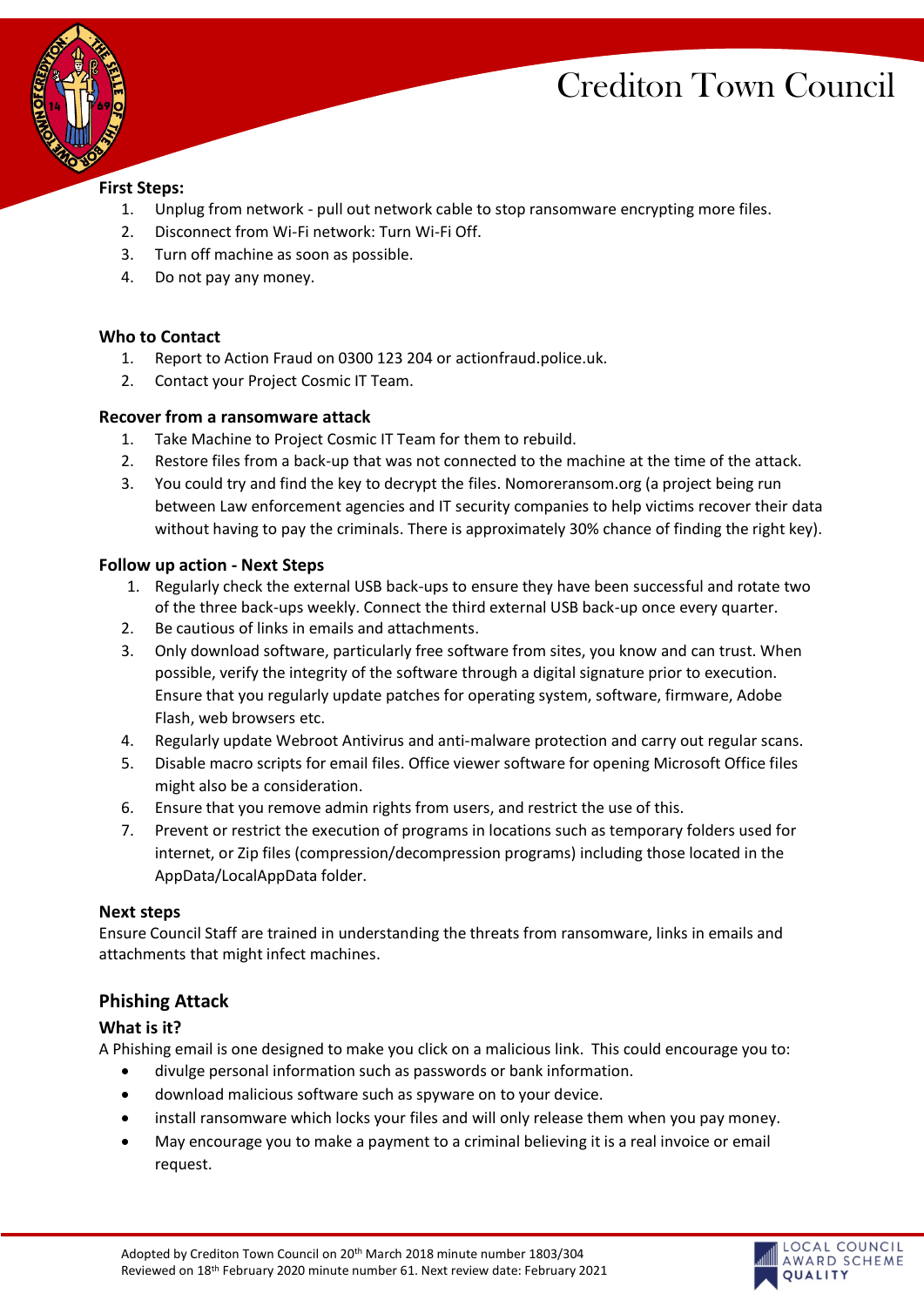**First Steps:**

1. Unplug from network - pull out network cable to stop ransomware encrypting more files.
2. Disconnect from Wi-Fi network: Turn Wi-Fi Off.
3. Turn off machine as soon as possible.
4. Do not pay any money.

**Who to Contact**

1. Report to Action Fraud on 0300 123 204 or actionfraud.police.uk.
2. Contact your Project Cosmic IT Team.

**Recover from a ransomware attack**

1. Take Machine to Project Cosmic IT Team for them to rebuild.
2. Restore files from a back-up that was not connected to the machine at the time of the attack.
3. You could try and find the key to decrypt the files. Nomoreransom.org (a project being run between Law enforcement agencies and IT security companies to help victims recover their data without having to pay the criminals. There is approximately 30% chance of finding the right key).

**Follow up action - Next Steps**

1. Regularly check the external USB back-ups to ensure they have been successful and rotate two of the three back-ups weekly. Connect the third external USB back-up once every quarter.
2. Be cautious of links in emails and attachments.
3. Only download software, particularly free software from sites, you know and can trust. When possible, verify the integrity of the software through a digital signature prior to execution. Ensure that you regularly update patches for operating system, software, firmware, Adobe Flash, web browsers etc.
4. Regularly update Webroot Antivirus and anti-malware protection and carry out regular scans.
5. Disable macro scripts for email files. Office viewer software for opening Microsoft Office files might also be a consideration.
6. Ensure that you remove admin rights from users, and restrict the use of this.
7. Prevent or restrict the execution of programs in locations such as temporary folders used for internet, or Zip files (compression/decompression programs) including those located in the AppData/LocalAppData folder.

**Next steps**

Ensure Council Staff are trained in understanding the threats from ransomware, links in emails and attachments that might infect machines.

## Phishing Attack

### What is it?

A Phishing email is one designed to make you click on a malicious link. This could encourage you to:

- divulge personal information such as passwords or bank information.
- download malicious software such as spyware on to your device.
- install ransomware which locks your files and will only release them when you pay money.
- May encourage you to make a payment to a criminal believing it is a real invoice or email request.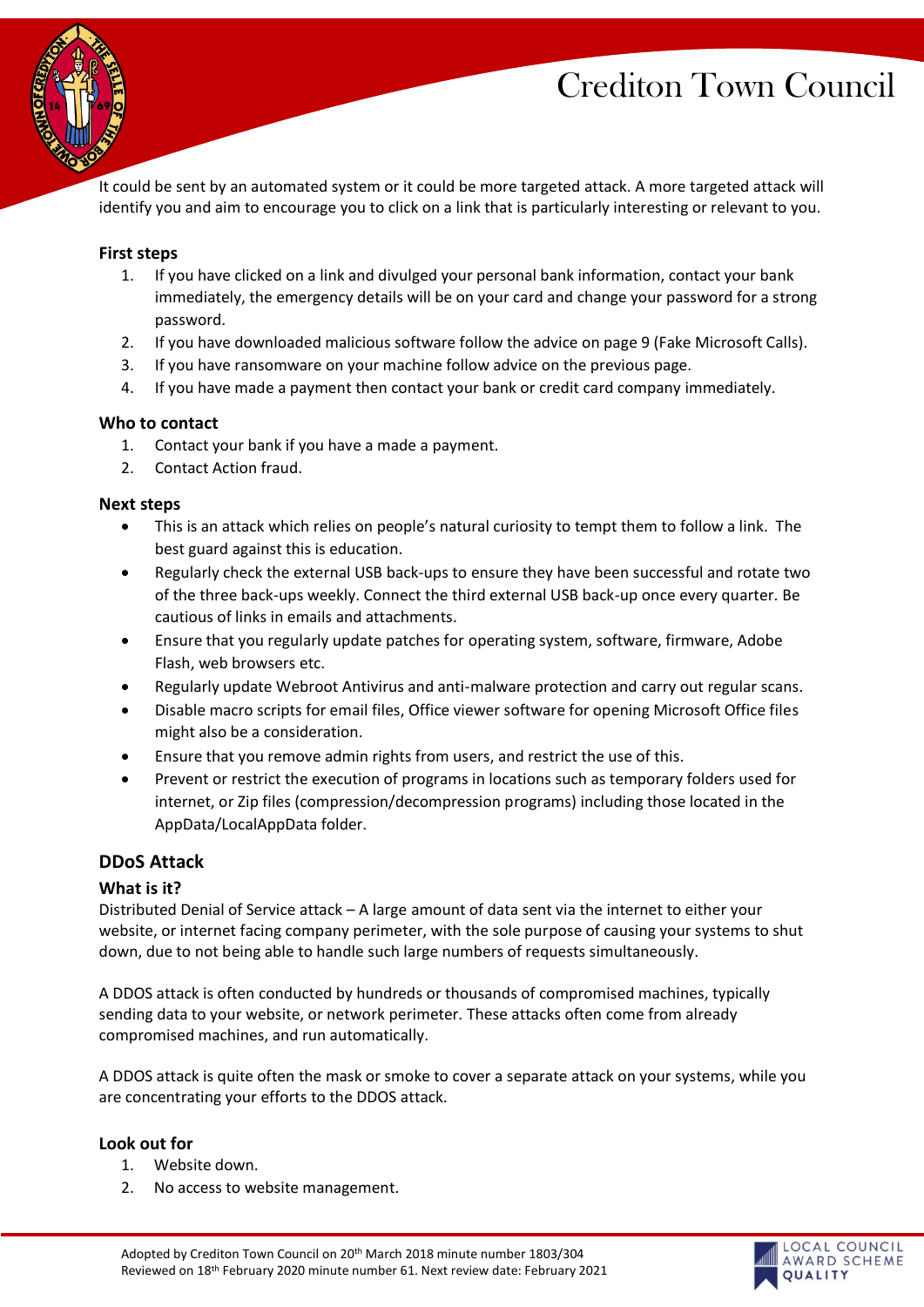It could be sent by an automated system or it could be more targeted attack. A more targeted attack will identify you and aim to encourage you to click on a link that is particularly interesting or relevant to you.

**First steps**

1. If you have clicked on a link and divulged your personal bank information, contact your bank immediately, the emergency details will be on your card and change your password for a strong password.
2. If you have downloaded malicious software follow the advice on page 9 (Fake Microsoft Calls).
3. If you have ransomware on your machine follow advice on the previous page.
4. If you have made a payment then contact your bank or credit card company immediately.

**Who to contact**

1. Contact your bank if you have a made a payment.
2. Contact Action fraud.

**Next steps**

- This is an attack which relies on people's natural curiosity to tempt them to follow a link. The best guard against this is education.
- Regularly check the external USB back-ups to ensure they have been successful and rotate two of the three back-ups weekly. Connect the third external USB back-up once every quarter. Be cautious of links in emails and attachments.
- Ensure that you regularly update patches for operating system, software, firmware, Adobe Flash, web browsers etc.
- Regularly update Webroot Antivirus and anti-malware protection and carry out regular scans.
- Disable macro scripts for email files, Office viewer software for opening Microsoft Office files might also be a consideration.
- Ensure that you remove admin rights from users, and restrict the use of this.
- Prevent or restrict the execution of programs in locations such as temporary folders used for internet, or Zip files (compression/decompression programs) including those located in the AppData/LocalAppData folder.

## DDoS Attack

### What is it?

Distributed Denial of Service attack – A large amount of data sent via the internet to either your website, or internet facing company perimeter, with the sole purpose of causing your systems to shut down, due to not being able to handle such large numbers of requests simultaneously.

A DDOS attack is often conducted by hundreds or thousands of compromised machines, typically sending data to your website, or network perimeter. These attacks often come from already compromised machines, and run automatically.

A DDOS attack is quite often the mask or smoke to cover a separate attack on your systems, while you are concentrating your efforts to the DDOS attack.

**Look out for**

1. Website down.
2. No access to website management.

Adopted by Crediton Town Council on 20th March 2018 minute number 1803/304
Reviewed on 18th February 2020 minute number 61. Next review date: February 2021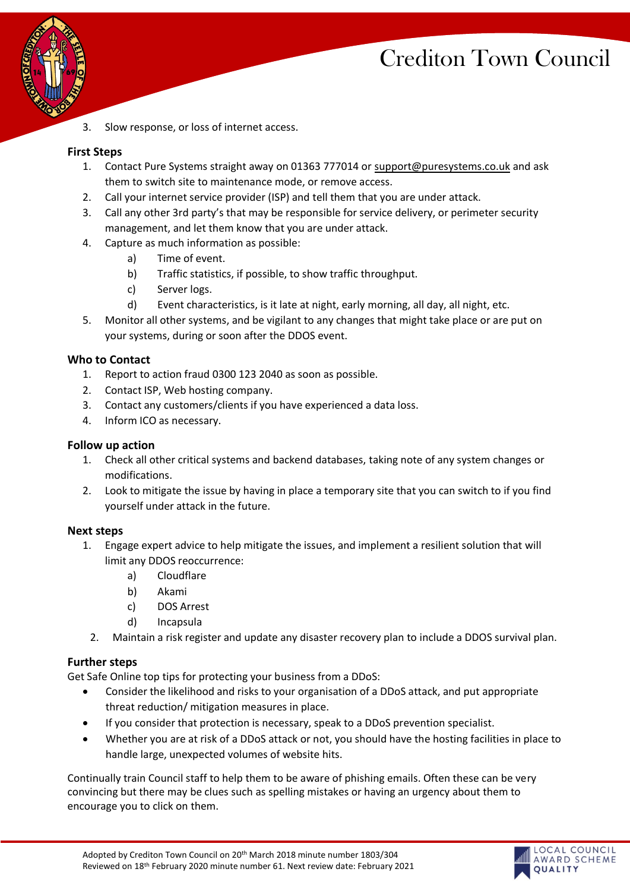3. Slow response, or loss of internet access.

**First Steps**

1. Contact Pure Systems straight away on 01363 777014 or support@puresystems.co.uk and ask them to switch site to maintenance mode, or remove access.
2. Call your internet service provider (ISP) and tell them that you are under attack.
3. Call any other 3rd party's that may be responsible for service delivery, or perimeter security management, and let them know that you are under attack.
4. Capture as much information as possible:
   a) Time of event.
   b) Traffic statistics, if possible, to show traffic throughput.
   c) Server logs.
   d) Event characteristics, is it late at night, early morning, all day, all night, etc.
5. Monitor all other systems, and be vigilant to any changes that might take place or are put on your systems, during or soon after the DDOS event.

**Who to Contact**

1. Report to action fraud 0300 123 2040 as soon as possible.
2. Contact ISP, Web hosting company.
3. Contact any customers/clients if you have experienced a data loss.
4. Inform ICO as necessary.

**Follow up action**

1. Check all other critical systems and backend databases, taking note of any system changes or modifications.
2. Look to mitigate the issue by having in place a temporary site that you can switch to if you find yourself under attack in the future.

**Next steps**

1. Engage expert advice to help mitigate the issues, and implement a resilient solution that will limit any DDOS reoccurrence:
   a) Cloudflare
   b) Akami
   c) DOS Arrest
   d) Incapsula
2. Maintain a risk register and update any disaster recovery plan to include a DDOS survival plan.

**Further steps**

Get Safe Online top tips for protecting your business from a DDoS:

- Consider the likelihood and risks to your organisation of a DDoS attack, and put appropriate threat reduction/ mitigation measures in place.
- If you consider that protection is necessary, speak to a DDoS prevention specialist.
- Whether you are at risk of a DDoS attack or not, you should have the hosting facilities in place to handle large, unexpected volumes of website hits.

Continually train Council staff to help them to be aware of phishing emails. Often these can be very convincing but there may be clues such as spelling mistakes or having an urgency about them to encourage you to click on them.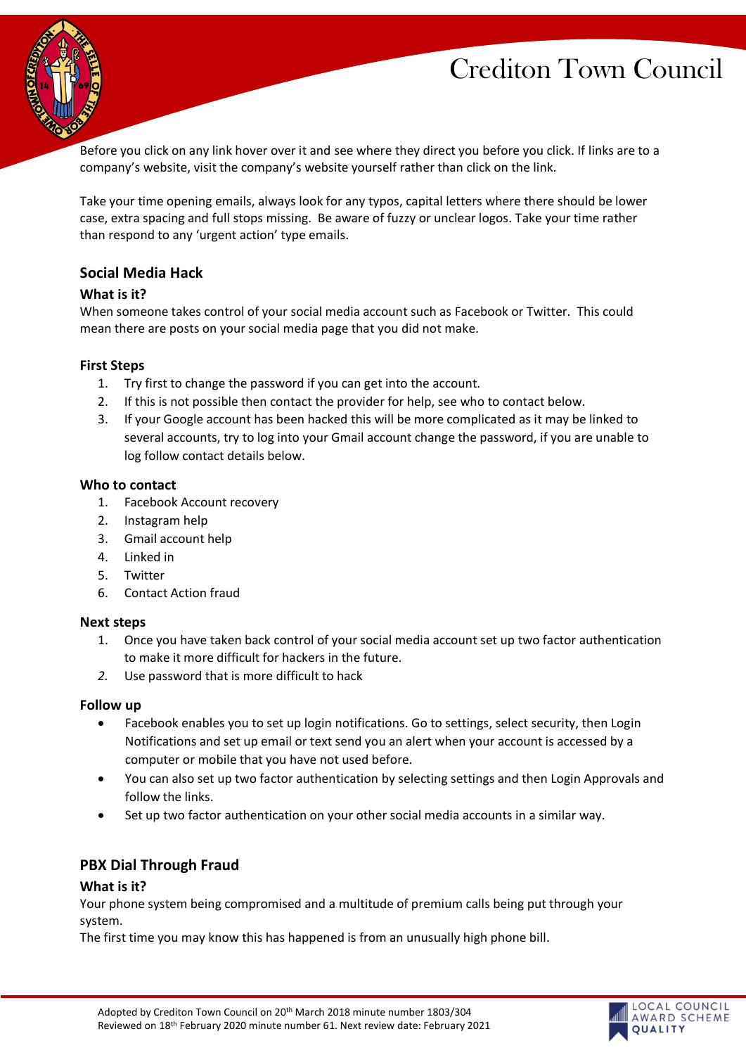Before you click on any link hover over it and see where they direct you before you click. If links are to a company's website, visit the company's website yourself rather than click on the link.

Take your time opening emails, always look for any typos, capital letters where there should be lower case, extra spacing and full stops missing. Be aware of fuzzy or unclear logos. Take your time rather than respond to any 'urgent action' type emails.

## Social Media Hack

### What is it?

When someone takes control of your social media account such as Facebook or Twitter. This could mean there are posts on your social media page that you did not make.

### First Steps

1. Try first to change the password if you can get into the account.
2. If this is not possible then contact the provider for help, see who to contact below.
3. If your Google account has been hacked this will be more complicated as it may be linked to several accounts, try to log into your Gmail account change the password, if you are unable to log follow contact details below.

### Who to contact

1. Facebook Account recovery
2. Instagram help
3. Gmail account help
4. Linked in
5. Twitter
6. Contact Action fraud

### Next steps

1. Once you have taken back control of your social media account set up two factor authentication to make it more difficult for hackers in the future.
2. Use password that is more difficult to hack

### Follow up

- Facebook enables you to set up login notifications. Go to settings, select security, then Login Notifications and set up email or text send you an alert when your account is accessed by a computer or mobile that you have not used before.
- You can also set up two factor authentication by selecting settings and then Login Approvals and follow the links.
- Set up two factor authentication on your other social media accounts in a similar way.

## PBX Dial Through Fraud

### What is it?

Your phone system being compromised and a multitude of premium calls being put through your system.

The first time you may know this has happened is from an unusually high phone bill.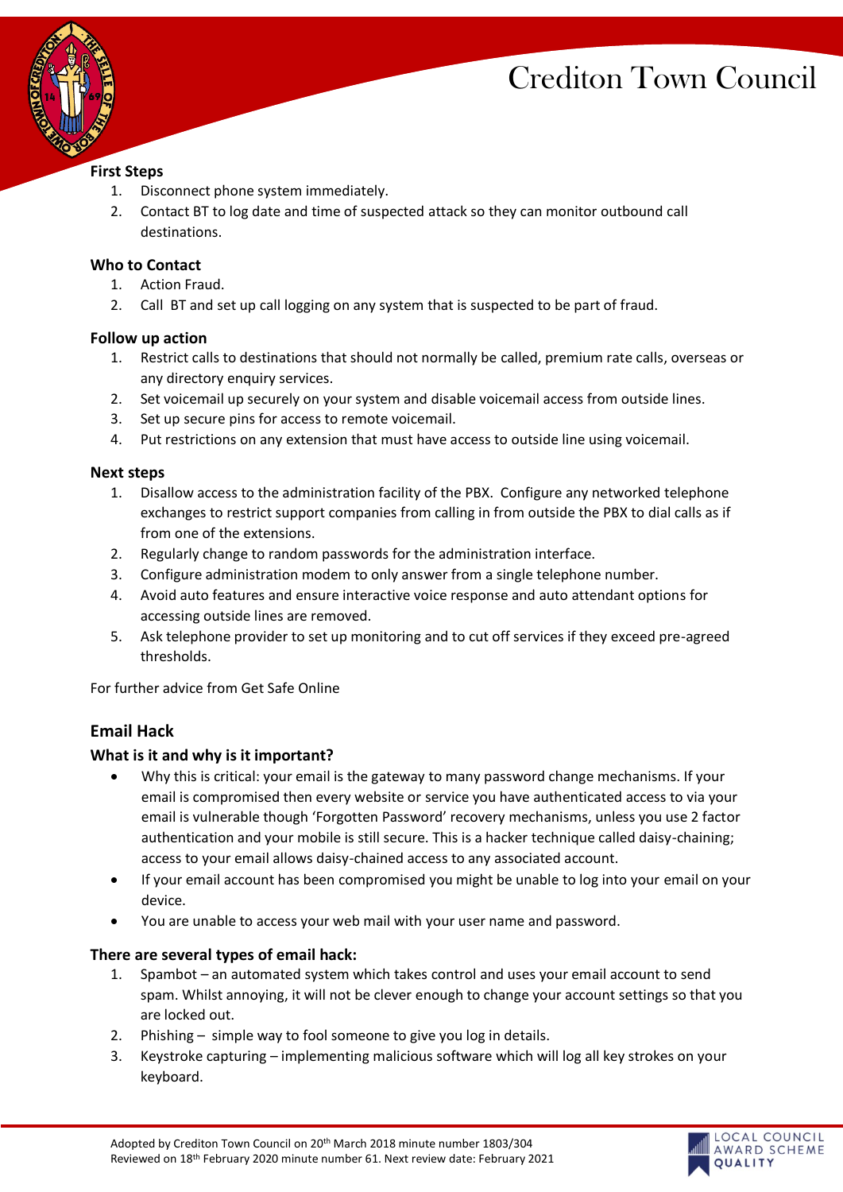**First Steps**

1. Disconnect phone system immediately.
2. Contact BT to log date and time of suspected attack so they can monitor outbound call destinations.

**Who to Contact**

1. Action Fraud.
2. Call BT and set up call logging on any system that is suspected to be part of fraud.

**Follow up action**

1. Restrict calls to destinations that should not normally be called, premium rate calls, overseas or any directory enquiry services.
2. Set voicemail up securely on your system and disable voicemail access from outside lines.
3. Set up secure pins for access to remote voicemail.
4. Put restrictions on any extension that must have access to outside line using voicemail.

**Next steps**

1. Disallow access to the administration facility of the PBX. Configure any networked telephone exchanges to restrict support companies from calling in from outside the PBX to dial calls as if from one of the extensions.
2. Regularly change to random passwords for the administration interface.
3. Configure administration modem to only answer from a single telephone number.
4. Avoid auto features and ensure interactive voice response and auto attendant options for accessing outside lines are removed.
5. Ask telephone provider to set up monitoring and to cut off services if they exceed pre-agreed thresholds.

For further advice from Get Safe Online

## Email Hack

### What is it and why is it important?

- Why this is critical: your email is the gateway to many password change mechanisms. If your email is compromised then every website or service you have authenticated access to via your email is vulnerable though 'Forgotten Password' recovery mechanisms, unless you use 2 factor authentication and your mobile is still secure. This is a hacker technique called daisy-chaining; access to your email allows daisy-chained access to any associated account.
- If your email account has been compromised you might be unable to log into your email on your device.
- You are unable to access your web mail with your user name and password.

### There are several types of email hack:

1. Spambot – an automated system which takes control and uses your email account to send spam. Whilst annoying, it will not be clever enough to change your account settings so that you are locked out.
2. Phishing – simple way to fool someone to give you log in details.
3. Keystroke capturing – implementing malicious software which will log all key strokes on your keyboard.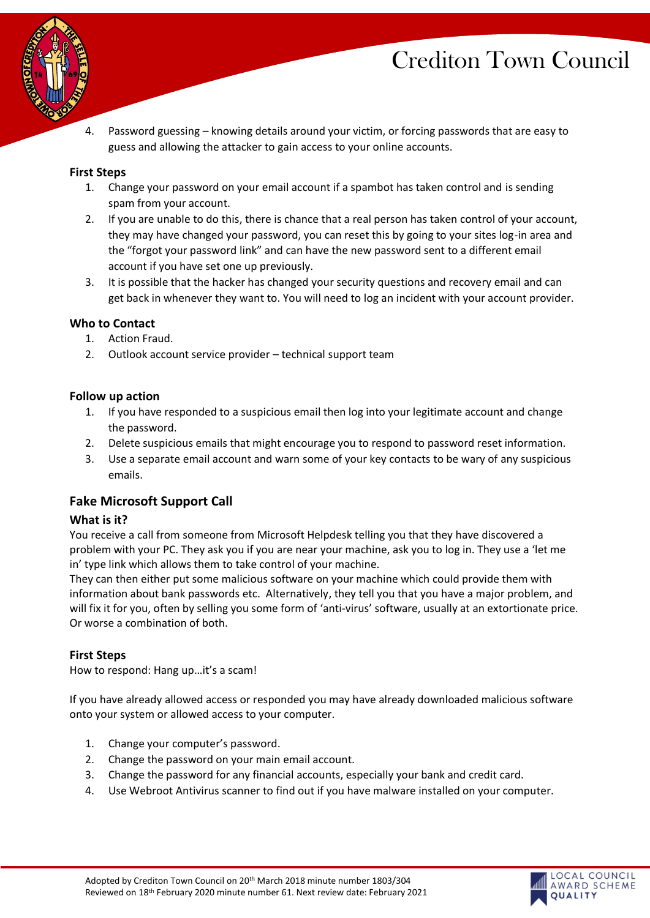4. Password guessing – knowing details around your victim, or forcing passwords that are easy to guess and allowing the attacker to gain access to your online accounts.

**First Steps**

1. Change your password on your email account if a spambot has taken control and is sending spam from your account.
2. If you are unable to do this, there is chance that a real person has taken control of your account, they may have changed your password, you can reset this by going to your sites log-in area and the "forgot your password link" and can have the new password sent to a different email account if you have set one up previously.
3. It is possible that the hacker has changed your security questions and recovery email and can get back in whenever they want to. You will need to log an incident with your account provider.

**Who to Contact**

1. Action Fraud.
2. Outlook account service provider – technical support team

**Follow up action**

1. If you have responded to a suspicious email then log into your legitimate account and change the password.
2. Delete suspicious emails that might encourage you to respond to password reset information.
3. Use a separate email account and warn some of your key contacts to be wary of any suspicious emails.

## Fake Microsoft Support Call

**What is it?**

You receive a call from someone from Microsoft Helpdesk telling you that they have discovered a problem with your PC. They ask you if you are near your machine, ask you to log in. They use a 'let me in' type link which allows them to take control of your machine.

They can then either put some malicious software on your machine which could provide them with information about bank passwords etc. Alternatively, they tell you that you have a major problem, and will fix it for you, often by selling you some form of 'anti-virus' software, usually at an extortionate price. Or worse a combination of both.

**First Steps**

How to respond: Hang up…it's a scam!

If you have already allowed access or responded you may have already downloaded malicious software onto your system or allowed access to your computer.

1. Change your computer's password.
2. Change the password on your main email account.
3. Change the password for any financial accounts, especially your bank and credit card.
4. Use Webroot Antivirus scanner to find out if you have malware installed on your computer.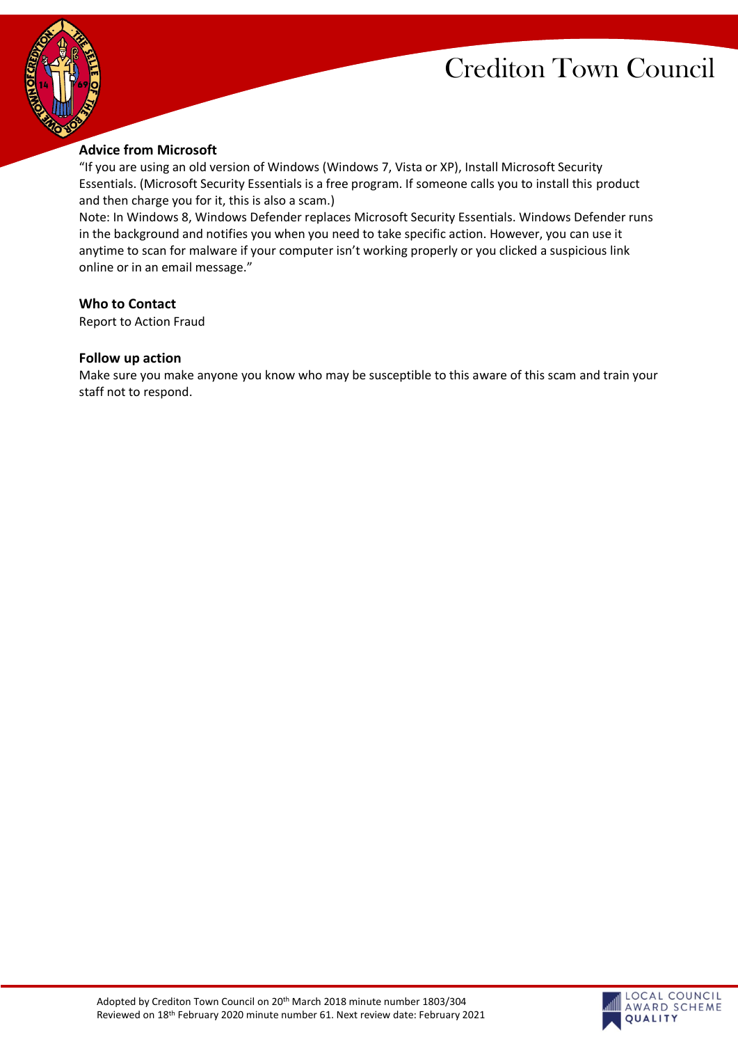**Advice from Microsoft**

"If you are using an old version of Windows (Windows 7, Vista or XP), Install Microsoft Security Essentials. (Microsoft Security Essentials is a free program. If someone calls you to install this product and then charge you for it, this is also a scam.)

Note: In Windows 8, Windows Defender replaces Microsoft Security Essentials. Windows Defender runs in the background and notifies you when you need to take specific action. However, you can use it anytime to scan for malware if your computer isn't working properly or you clicked a suspicious link online or in an email message."

**Who to Contact**

Report to Action Fraud

**Follow up action**

Make sure you make anyone you know who may be susceptible to this aware of this scam and train your staff not to respond.